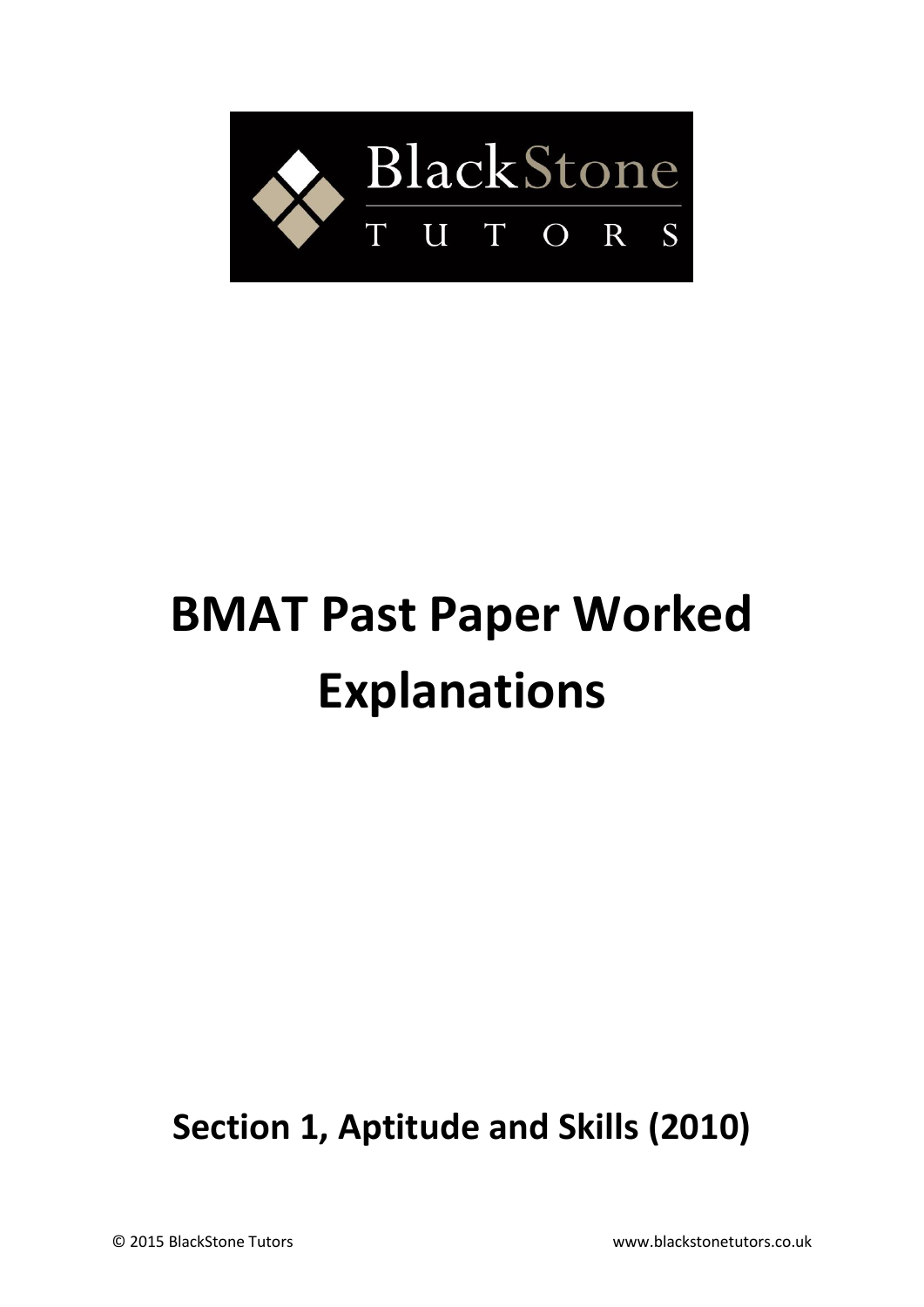BlackStone

TUTORS

# BMAT Past Paper Worked Explanations

## Section 1, Aptitude and Skills (2010)

© 2015 BlackStone Tutors www.blackstonetutors.co.uk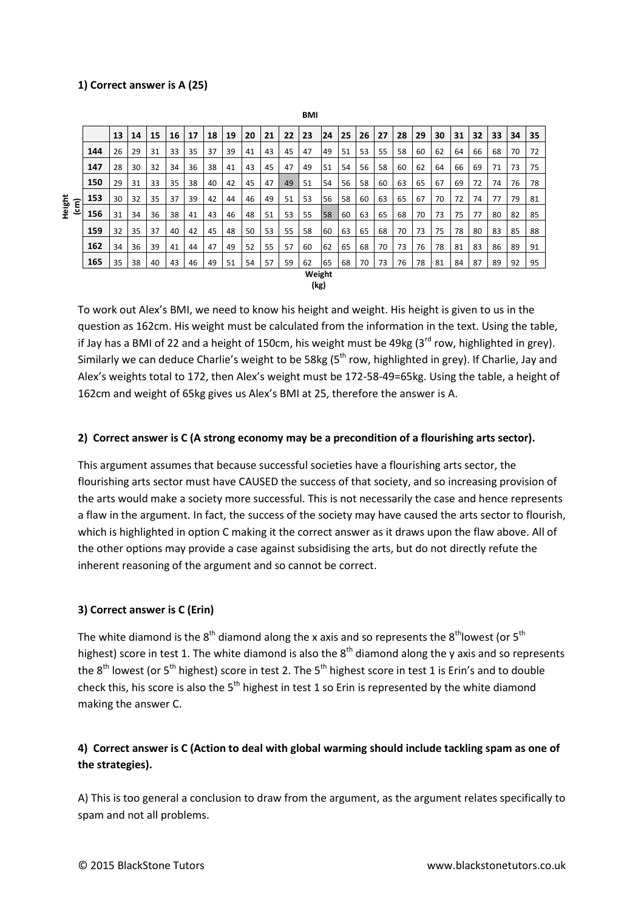**1) Correct answer is A (25)**

| Height (cm) \ BMI | 13 | 14 | 15 | 16 | 17 | 18 | 19 | 20 | 21 | 22 | 23 | 24 | 25 | 26 | 27 | 28 | 29 | 30 | 31 | 32 | 33 | 34 | 35 |
|---|---|---|---|---|---|---|---|---|---|---|---|---|---|---|---|---|---|---|---|---|---|---|---|
| **144** | 26 | 29 | 31 | 33 | 35 | 37 | 39 | 41 | 43 | 45 | 47 | 49 | 51 | 53 | 55 | 58 | 60 | 62 | 64 | 66 | 68 | 70 | 72 |
| **147** | 28 | 30 | 32 | 34 | 36 | 38 | 41 | 43 | 45 | 47 | 49 | 51 | 54 | 56 | 58 | 60 | 62 | 64 | 66 | 69 | 71 | 73 | 75 |
| **150** | 29 | 31 | 33 | 35 | 38 | 40 | 42 | 45 | 47 | 49 | 51 | 54 | 56 | 58 | 60 | 63 | 65 | 67 | 69 | 72 | 74 | 76 | 78 |
| **153** | 30 | 32 | 35 | 37 | 39 | 42 | 44 | 46 | 49 | 51 | 53 | 56 | 58 | 60 | 63 | 65 | 67 | 70 | 72 | 74 | 77 | 79 | 81 |
| **156** | 31 | 34 | 36 | 38 | 41 | 43 | 46 | 48 | 51 | 53 | 55 | 58 | 60 | 63 | 65 | 68 | 70 | 73 | 75 | 77 | 80 | 82 | 85 |
| **159** | 32 | 35 | 37 | 40 | 42 | 45 | 48 | 50 | 53 | 55 | 58 | 60 | 63 | 65 | 68 | 70 | 73 | 75 | 78 | 80 | 83 | 85 | 88 |
| **162** | 34 | 36 | 39 | 41 | 44 | 47 | 49 | 52 | 55 | 57 | 60 | 62 | 65 | 68 | 70 | 73 | 76 | 78 | 81 | 83 | 86 | 89 | 91 |
| **165** | 35 | 38 | 40 | 43 | 46 | 49 | 51 | 54 | 57 | 59 | 62 | 65 | 68 | 70 | 73 | 76 | 78 | 81 | 84 | 87 | 89 | 92 | 95 |

Weight (kg)

To work out Alex's BMI, we need to know his height and weight. His height is given to us in the question as 162cm. His weight must be calculated from the information in the text. Using the table, if Jay has a BMI of 22 and a height of 150cm, his weight must be 49kg (3rd row, highlighted in grey). Similarly we can deduce Charlie's weight to be 58kg (5th row, highlighted in grey). If Charlie, Jay and Alex's weights total to 172, then Alex's weight must be 172-58-49=65kg. Using the table, a height of 162cm and weight of 65kg gives us Alex's BMI at 25, therefore the answer is A.

**2) Correct answer is C (A strong economy may be a precondition of a flourishing arts sector).**

This argument assumes that because successful societies have a flourishing arts sector, the flourishing arts sector must have CAUSED the success of that society, and so increasing provision of the arts would make a society more successful. This is not necessarily the case and hence represents a flaw in the argument. In fact, the success of the society may have caused the arts sector to flourish, which is highlighted in option C making it the correct answer as it draws upon the flaw above. All of the other options may provide a case against subsidising the arts, but do not directly refute the inherent reasoning of the argument and so cannot be correct.

**3) Correct answer is C (Erin)**

The white diamond is the 8th diamond along the x axis and so represents the 8th lowest (or 5th highest) score in test 1. The white diamond is also the 8th diamond along the y axis and so represents the 8th lowest (or 5th highest) score in test 2. The 5th highest score in test 1 is Erin's and to double check this, his score is also the 5th highest in test 1 so Erin is represented by the white diamond making the answer C.

**4) Correct answer is C (Action to deal with global warming should include tackling spam as one of the strategies).**

A) This is too general a conclusion to draw from the argument, as the argument relates specifically to spam and not all problems.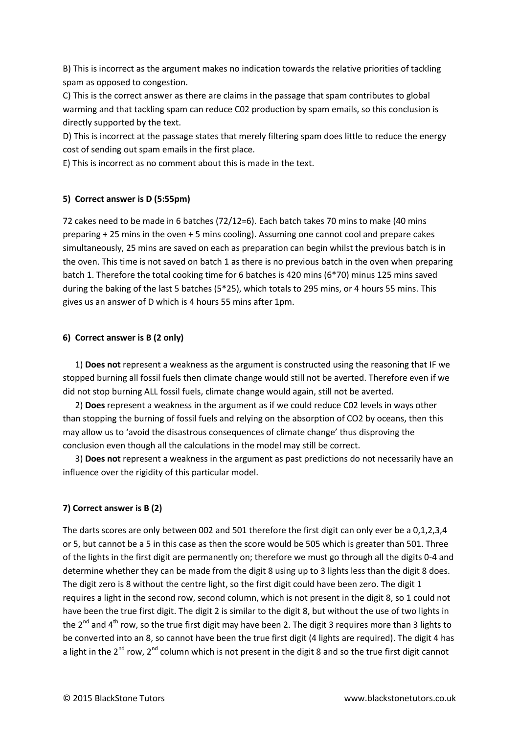B) This is incorrect as the argument makes no indication towards the relative priorities of tackling spam as opposed to congestion.

C) This is the correct answer as there are claims in the passage that spam contributes to global warming and that tackling spam can reduce C02 production by spam emails, so this conclusion is directly supported by the text.

D) This is incorrect at the passage states that merely filtering spam does little to reduce the energy cost of sending out spam emails in the first place.

E) This is incorrect as no comment about this is made in the text.

**5) Correct answer is D (5:55pm)**

72 cakes need to be made in 6 batches (72/12=6). Each batch takes 70 mins to make (40 mins preparing + 25 mins in the oven + 5 mins cooling). Assuming one cannot cool and prepare cakes simultaneously, 25 mins are saved on each as preparation can begin whilst the previous batch is in the oven. This time is not saved on batch 1 as there is no previous batch in the oven when preparing batch 1. Therefore the total cooking time for 6 batches is 420 mins (6*70) minus 125 mins saved during the baking of the last 5 batches (5*25), which totals to 295 mins, or 4 hours 55 mins. This gives us an answer of D which is 4 hours 55 mins after 1pm.

**6) Correct answer is B (2 only)**

1) **Does not** represent a weakness as the argument is constructed using the reasoning that IF we stopped burning all fossil fuels then climate change would still not be averted. Therefore even if we did not stop burning ALL fossil fuels, climate change would again, still not be averted.

2) **Does** represent a weakness in the argument as if we could reduce C02 levels in ways other than stopping the burning of fossil fuels and relying on the absorption of CO2 by oceans, then this may allow us to 'avoid the disastrous consequences of climate change' thus disproving the conclusion even though all the calculations in the model may still be correct.

3) **Does not** represent a weakness in the argument as past predictions do not necessarily have an influence over the rigidity of this particular model.

**7) Correct answer is B (2)**

The darts scores are only between 002 and 501 therefore the first digit can only ever be a 0,1,2,3,4 or 5, but cannot be a 5 in this case as then the score would be 505 which is greater than 501. Three of the lights in the first digit are permanently on; therefore we must go through all the digits 0-4 and determine whether they can be made from the digit 8 using up to 3 lights less than the digit 8 does. The digit zero is 8 without the centre light, so the first digit could have been zero. The digit 1 requires a light in the second row, second column, which is not present in the digit 8, so 1 could not have been the true first digit. The digit 2 is similar to the digit 8, but without the use of two lights in the 2nd and 4th row, so the true first digit may have been 2. The digit 3 requires more than 3 lights to be converted into an 8, so cannot have been the true first digit (4 lights are required). The digit 4 has a light in the 2nd row, 2nd column which is not present in the digit 8 and so the true first digit cannot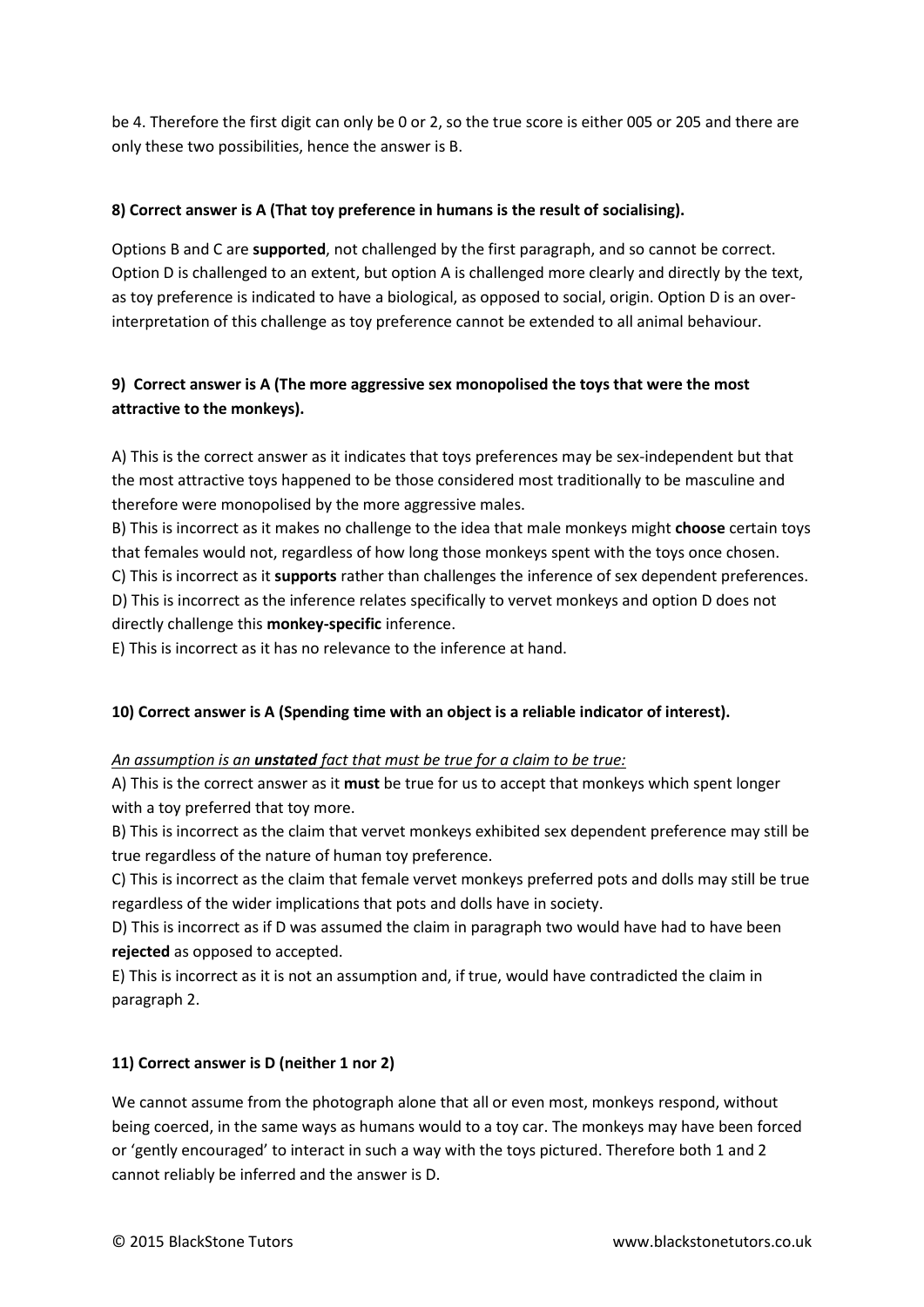be 4. Therefore the first digit can only be 0 or 2, so the true score is either 005 or 205 and there are only these two possibilities, hence the answer is B.

**8) Correct answer is A (That toy preference in humans is the result of socialising).**

Options B and C are **supported**, not challenged by the first paragraph, and so cannot be correct. Option D is challenged to an extent, but option A is challenged more clearly and directly by the text, as toy preference is indicated to have a biological, as opposed to social, origin. Option D is an over-interpretation of this challenge as toy preference cannot be extended to all animal behaviour.

**9) Correct answer is A (The more aggressive sex monopolised the toys that were the most attractive to the monkeys).**

A) This is the correct answer as it indicates that toys preferences may be sex-independent but that the most attractive toys happened to be those considered most traditionally to be masculine and therefore were monopolised by the more aggressive males.

B) This is incorrect as it makes no challenge to the idea that male monkeys might **choose** certain toys that females would not, regardless of how long those monkeys spent with the toys once chosen.

C) This is incorrect as it **supports** rather than challenges the inference of sex dependent preferences.

D) This is incorrect as the inference relates specifically to vervet monkeys and option D does not directly challenge this **monkey-specific** inference.

E) This is incorrect as it has no relevance to the inference at hand.

**10) Correct answer is A (Spending time with an object is a reliable indicator of interest).**

*An assumption is an **unstated** fact that must be true for a claim to be true:*

A) This is the correct answer as it **must** be true for us to accept that monkeys which spent longer with a toy preferred that toy more.

B) This is incorrect as the claim that vervet monkeys exhibited sex dependent preference may still be true regardless of the nature of human toy preference.

C) This is incorrect as the claim that female vervet monkeys preferred pots and dolls may still be true regardless of the wider implications that pots and dolls have in society.

D) This is incorrect as if D was assumed the claim in paragraph two would have had to have been **rejected** as opposed to accepted.

E) This is incorrect as it is not an assumption and, if true, would have contradicted the claim in paragraph 2.

**11) Correct answer is D (neither 1 nor 2)**

We cannot assume from the photograph alone that all or even most, monkeys respond, without being coerced, in the same ways as humans would to a toy car. The monkeys may have been forced or 'gently encouraged' to interact in such a way with the toys pictured. Therefore both 1 and 2 cannot reliably be inferred and the answer is D.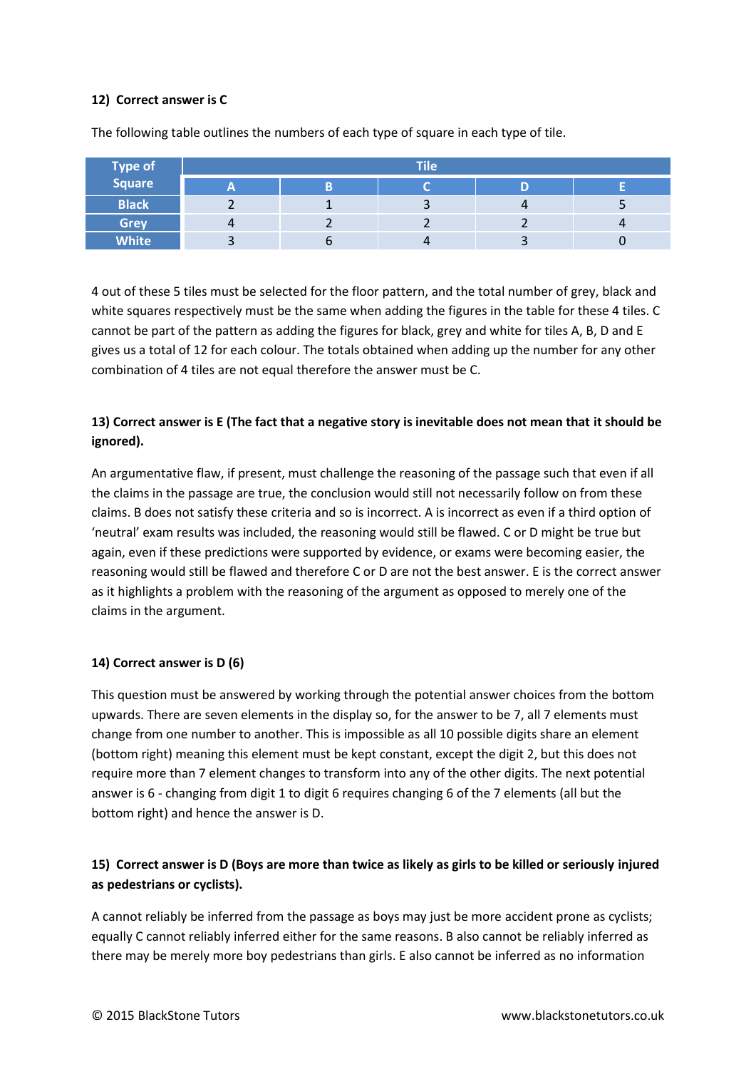**12) Correct answer is C**

The following table outlines the numbers of each type of square in each type of tile.

| Type of Square | Tile | | | | |
|---|---|---|---|---|---|
| | A | B | C | D | E |
| Black | 2 | 1 | 3 | 4 | 5 |
| Grey | 4 | 2 | 2 | 2 | 4 |
| White | 3 | 6 | 4 | 3 | 0 |

4 out of these 5 tiles must be selected for the floor pattern, and the total number of grey, black and white squares respectively must be the same when adding the figures in the table for these 4 tiles. C cannot be part of the pattern as adding the figures for black, grey and white for tiles A, B, D and E gives us a total of 12 for each colour. The totals obtained when adding up the number for any other combination of 4 tiles are not equal therefore the answer must be C.

**13) Correct answer is E (The fact that a negative story is inevitable does not mean that it should be ignored).**

An argumentative flaw, if present, must challenge the reasoning of the passage such that even if all the claims in the passage are true, the conclusion would still not necessarily follow on from these claims. B does not satisfy these criteria and so is incorrect. A is incorrect as even if a third option of 'neutral' exam results was included, the reasoning would still be flawed. C or D might be true but again, even if these predictions were supported by evidence, or exams were becoming easier, the reasoning would still be flawed and therefore C or D are not the best answer. E is the correct answer as it highlights a problem with the reasoning of the argument as opposed to merely one of the claims in the argument.

**14) Correct answer is D (6)**

This question must be answered by working through the potential answer choices from the bottom upwards. There are seven elements in the display so, for the answer to be 7, all 7 elements must change from one number to another. This is impossible as all 10 possible digits share an element (bottom right) meaning this element must be kept constant, except the digit 2, but this does not require more than 7 element changes to transform into any of the other digits. The next potential answer is 6 - changing from digit 1 to digit 6 requires changing 6 of the 7 elements (all but the bottom right) and hence the answer is D.

**15) Correct answer is D (Boys are more than twice as likely as girls to be killed or seriously injured as pedestrians or cyclists).**

A cannot reliably be inferred from the passage as boys may just be more accident prone as cyclists; equally C cannot reliably inferred either for the same reasons. B also cannot be reliably inferred as there may be merely more boy pedestrians than girls. E also cannot be inferred as no information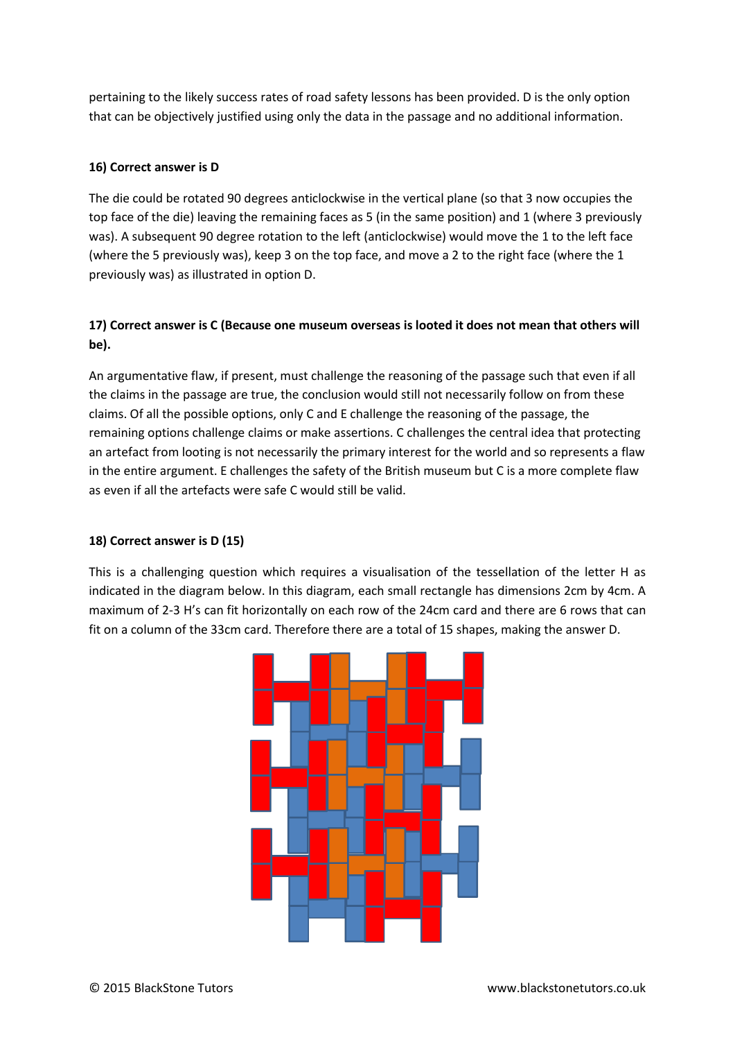pertaining to the likely success rates of road safety lessons has been provided. D is the only option that can be objectively justified using only the data in the passage and no additional information.

**16) Correct answer is D**

The die could be rotated 90 degrees anticlockwise in the vertical plane (so that 3 now occupies the top face of the die) leaving the remaining faces as 5 (in the same position) and 1 (where 3 previously was). A subsequent 90 degree rotation to the left (anticlockwise) would move the 1 to the left face (where the 5 previously was), keep 3 on the top face, and move a 2 to the right face (where the 1 previously was) as illustrated in option D.

**17) Correct answer is C (Because one museum overseas is looted it does not mean that others will be).**

An argumentative flaw, if present, must challenge the reasoning of the passage such that even if all the claims in the passage are true, the conclusion would still not necessarily follow on from these claims. Of all the possible options, only C and E challenge the reasoning of the passage, the remaining options challenge claims or make assertions. C challenges the central idea that protecting an artefact from looting is not necessarily the primary interest for the world and so represents a flaw in the entire argument. E challenges the safety of the British museum but C is a more complete flaw as even if all the artefacts were safe C would still be valid.

**18) Correct answer is D (15)**

This is a challenging question which requires a visualisation of the tessellation of the letter H as indicated in the diagram below. In this diagram, each small rectangle has dimensions 2cm by 4cm. A maximum of 2-3 H's can fit horizontally on each row of the 24cm card and there are 6 rows that can fit on a column of the 33cm card. Therefore there are a total of 15 shapes, making the answer D.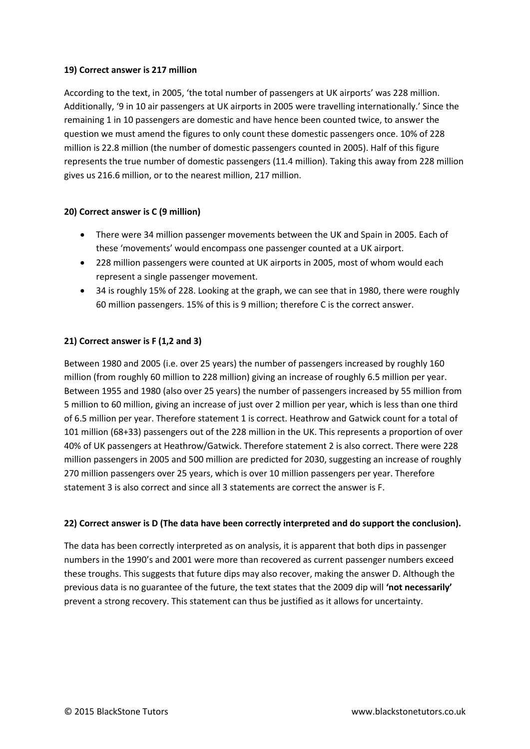**19) Correct answer is 217 million**

According to the text, in 2005, 'the total number of passengers at UK airports' was 228 million. Additionally, '9 in 10 air passengers at UK airports in 2005 were travelling internationally.' Since the remaining 1 in 10 passengers are domestic and have hence been counted twice, to answer the question we must amend the figures to only count these domestic passengers once. 10% of 228 million is 22.8 million (the number of domestic passengers counted in 2005). Half of this figure represents the true number of domestic passengers (11.4 million). Taking this away from 228 million gives us 216.6 million, or to the nearest million, 217 million.

**20) Correct answer is C (9 million)**

- There were 34 million passenger movements between the UK and Spain in 2005. Each of these 'movements' would encompass one passenger counted at a UK airport.
- 228 million passengers were counted at UK airports in 2005, most of whom would each represent a single passenger movement.
- 34 is roughly 15% of 228. Looking at the graph, we can see that in 1980, there were roughly 60 million passengers. 15% of this is 9 million; therefore C is the correct answer.

**21) Correct answer is F (1,2 and 3)**

Between 1980 and 2005 (i.e. over 25 years) the number of passengers increased by roughly 160 million (from roughly 60 million to 228 million) giving an increase of roughly 6.5 million per year. Between 1955 and 1980 (also over 25 years) the number of passengers increased by 55 million from 5 million to 60 million, giving an increase of just over 2 million per year, which is less than one third of 6.5 million per year. Therefore statement 1 is correct. Heathrow and Gatwick count for a total of 101 million (68+33) passengers out of the 228 million in the UK. This represents a proportion of over 40% of UK passengers at Heathrow/Gatwick. Therefore statement 2 is also correct. There were 228 million passengers in 2005 and 500 million are predicted for 2030, suggesting an increase of roughly 270 million passengers over 25 years, which is over 10 million passengers per year. Therefore statement 3 is also correct and since all 3 statements are correct the answer is F.

**22) Correct answer is D (The data have been correctly interpreted and do support the conclusion).**

The data has been correctly interpreted as on analysis, it is apparent that both dips in passenger numbers in the 1990's and 2001 were more than recovered as current passenger numbers exceed these troughs. This suggests that future dips may also recover, making the answer D. Although the previous data is no guarantee of the future, the text states that the 2009 dip will **'not necessarily'** prevent a strong recovery. This statement can thus be justified as it allows for uncertainty.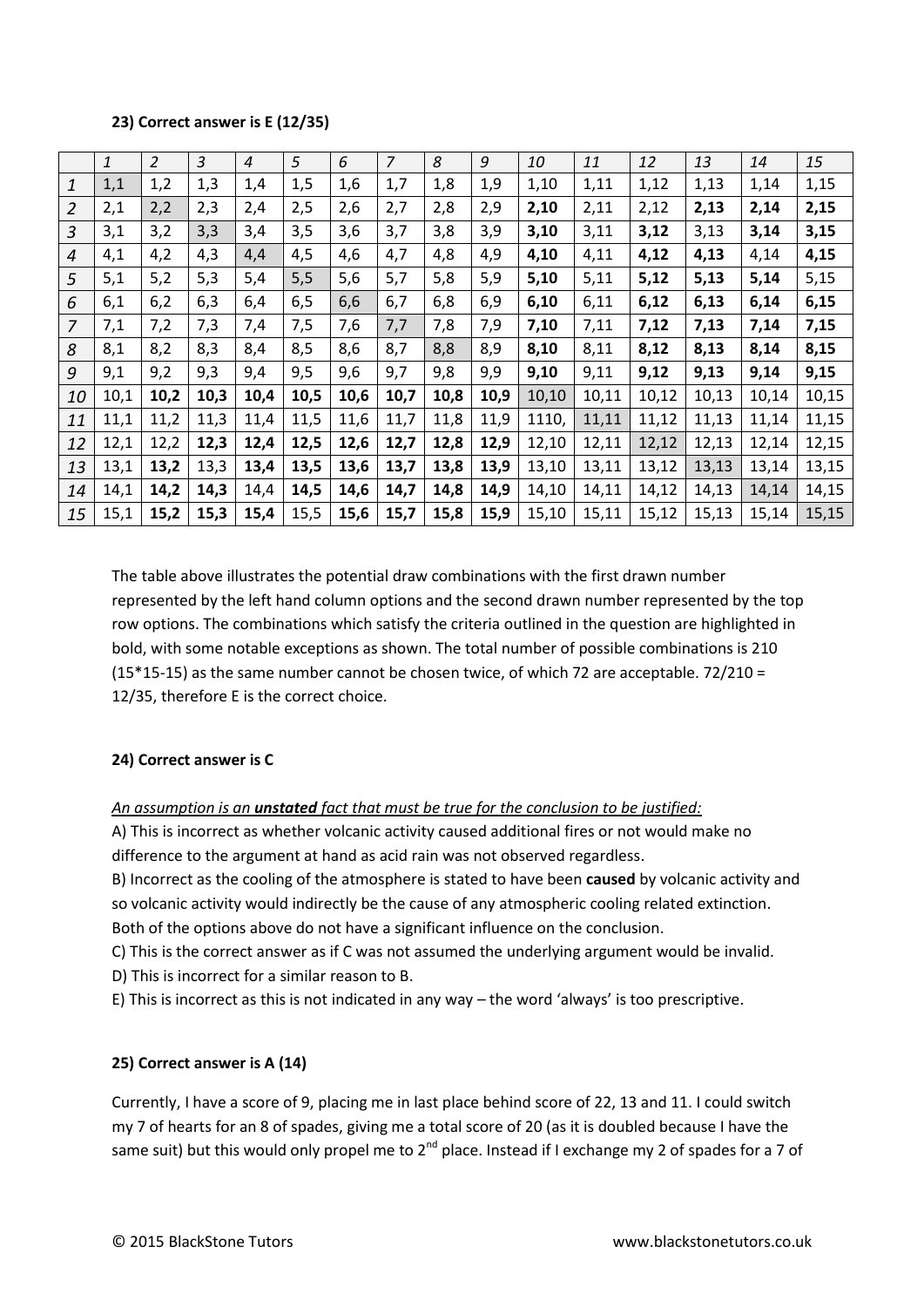**23) Correct answer is E (12/35)**

| | *1* | *2* | *3* | *4* | *5* | *6* | *7* | *8* | *9* | *10* | *11* | *12* | *13* | *14* | *15* |
|---|---|---|---|---|---|---|---|---|---|---|---|---|---|---|---|
| *1* | 1,1 | 1,2 | 1,3 | 1,4 | 1,5 | 1,6 | 1,7 | 1,8 | 1,9 | 1,10 | 1,11 | 1,12 | 1,13 | 1,14 | 1,15 |
| *2* | 2,1 | 2,2 | 2,3 | 2,4 | 2,5 | 2,6 | 2,7 | 2,8 | 2,9 | **2,10** | 2,11 | 2,12 | **2,13** | **2,14** | **2,15** |
| *3* | 3,1 | 3,2 | 3,3 | 3,4 | 3,5 | 3,6 | 3,7 | 3,8 | 3,9 | **3,10** | 3,11 | **3,12** | 3,13 | **3,14** | **3,15** |
| *4* | 4,1 | 4,2 | 4,3 | 4,4 | 4,5 | 4,6 | 4,7 | 4,8 | 4,9 | **4,10** | 4,11 | **4,12** | **4,13** | 4,14 | **4,15** |
| *5* | 5,1 | 5,2 | 5,3 | 5,4 | 5,5 | 5,6 | 5,7 | 5,8 | 5,9 | **5,10** | 5,11 | **5,12** | **5,13** | **5,14** | 5,15 |
| *6* | 6,1 | 6,2 | 6,3 | 6,4 | 6,5 | 6,6 | 6,7 | 6,8 | 6,9 | **6,10** | 6,11 | **6,12** | **6,13** | **6,14** | **6,15** |
| *7* | 7,1 | 7,2 | 7,3 | 7,4 | 7,5 | 7,6 | 7,7 | 7,8 | 7,9 | **7,10** | 7,11 | **7,12** | **7,13** | **7,14** | **7,15** |
| *8* | 8,1 | 8,2 | 8,3 | 8,4 | 8,5 | 8,6 | 8,7 | 8,8 | 8,9 | **8,10** | 8,11 | **8,12** | **8,13** | **8,14** | **8,15** |
| *9* | 9,1 | 9,2 | 9,3 | 9,4 | 9,5 | 9,6 | 9,7 | 9,8 | 9,9 | **9,10** | 9,11 | **9,12** | **9,13** | **9,14** | **9,15** |
| *10* | 10,1 | **10,2** | **10,3** | **10,4** | **10,5** | **10,6** | **10,7** | **10,8** | **10,9** | 10,10 | 10,11 | 10,12 | 10,13 | 10,14 | 10,15 |
| *11* | 11,1 | 11,2 | 11,3 | 11,4 | 11,5 | 11,6 | 11,7 | 11,8 | 11,9 | 1110, | 11,11 | 11,12 | 11,13 | 11,14 | 11,15 |
| *12* | 12,1 | 12,2 | **12,3** | **12,4** | **12,5** | **12,6** | **12,7** | **12,8** | **12,9** | 12,10 | 12,11 | 12,12 | 12,13 | 12,14 | 12,15 |
| *13* | 13,1 | **13,2** | 13,3 | **13,4** | **13,5** | **13,6** | **13,7** | **13,8** | **13,9** | 13,10 | 13,11 | 13,12 | 13,13 | 13,14 | 13,15 |
| *14* | 14,1 | **14,2** | **14,3** | 14,4 | **14,5** | **14,6** | **14,7** | **14,8** | **14,9** | 14,10 | 14,11 | 14,12 | 14,13 | 14,14 | 14,15 |
| *15* | 15,1 | **15,2** | **15,3** | **15,4** | 15,5 | **15,6** | **15,7** | **15,8** | **15,9** | 15,10 | 15,11 | 15,12 | 15,13 | 15,14 | 15,15 |

The table above illustrates the potential draw combinations with the first drawn number represented by the left hand column options and the second drawn number represented by the top row options. The combinations which satisfy the criteria outlined in the question are highlighted in bold, with some notable exceptions as shown. The total number of possible combinations is 210 (15*15-15) as the same number cannot be chosen twice, of which 72 are acceptable. 72/210 = 12/35, therefore E is the correct choice.

**24) Correct answer is C**

*An assumption is an* ***unstated*** *fact that must be true for the conclusion to be justified:*

A) This is incorrect as whether volcanic activity caused additional fires or not would make no difference to the argument at hand as acid rain was not observed regardless.

B) Incorrect as the cooling of the atmosphere is stated to have been **caused** by volcanic activity and so volcanic activity would indirectly be the cause of any atmospheric cooling related extinction. Both of the options above do not have a significant influence on the conclusion.

C) This is the correct answer as if C was not assumed the underlying argument would be invalid.

D) This is incorrect for a similar reason to B.

E) This is incorrect as this is not indicated in any way – the word 'always' is too prescriptive.

**25) Correct answer is A (14)**

Currently, I have a score of 9, placing me in last place behind score of 22, 13 and 11. I could switch my 7 of hearts for an 8 of spades, giving me a total score of 20 (as it is doubled because I have the same suit) but this would only propel me to 2nd place. Instead if I exchange my 2 of spades for a 7 of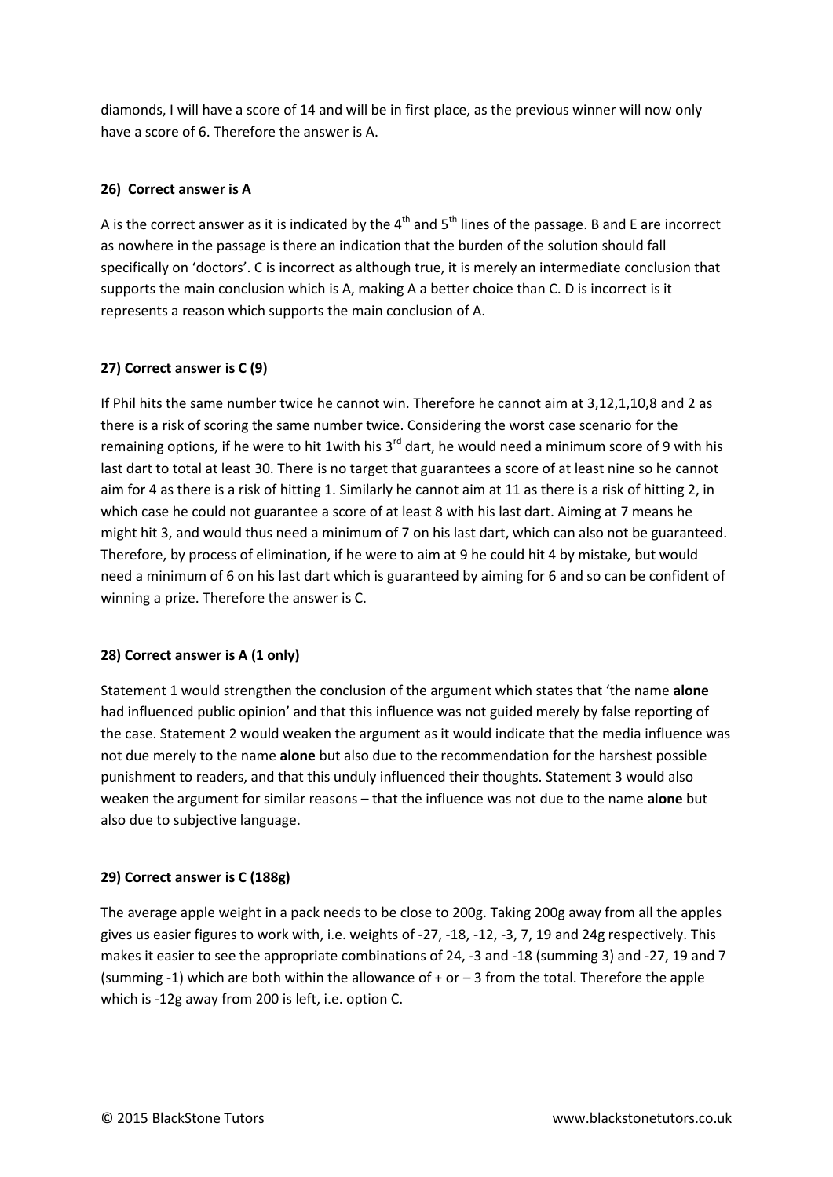diamonds, I will have a score of 14 and will be in first place, as the previous winner will now only have a score of 6. Therefore the answer is A.

**26) Correct answer is A**

A is the correct answer as it is indicated by the 4th and 5th lines of the passage. B and E are incorrect as nowhere in the passage is there an indication that the burden of the solution should fall specifically on 'doctors'. C is incorrect as although true, it is merely an intermediate conclusion that supports the main conclusion which is A, making A a better choice than C. D is incorrect is it represents a reason which supports the main conclusion of A.

**27) Correct answer is C (9)**

If Phil hits the same number twice he cannot win. Therefore he cannot aim at 3,12,1,10,8 and 2 as there is a risk of scoring the same number twice. Considering the worst case scenario for the remaining options, if he were to hit 1with his 3rd dart, he would need a minimum score of 9 with his last dart to total at least 30. There is no target that guarantees a score of at least nine so he cannot aim for 4 as there is a risk of hitting 1. Similarly he cannot aim at 11 as there is a risk of hitting 2, in which case he could not guarantee a score of at least 8 with his last dart. Aiming at 7 means he might hit 3, and would thus need a minimum of 7 on his last dart, which can also not be guaranteed. Therefore, by process of elimination, if he were to aim at 9 he could hit 4 by mistake, but would need a minimum of 6 on his last dart which is guaranteed by aiming for 6 and so can be confident of winning a prize. Therefore the answer is C.

**28) Correct answer is A (1 only)**

Statement 1 would strengthen the conclusion of the argument which states that 'the name **alone** had influenced public opinion' and that this influence was not guided merely by false reporting of the case. Statement 2 would weaken the argument as it would indicate that the media influence was not due merely to the name **alone** but also due to the recommendation for the harshest possible punishment to readers, and that this unduly influenced their thoughts. Statement 3 would also weaken the argument for similar reasons – that the influence was not due to the name **alone** but also due to subjective language.

**29) Correct answer is C (188g)**

The average apple weight in a pack needs to be close to 200g. Taking 200g away from all the apples gives us easier figures to work with, i.e. weights of -27, -18, -12, -3, 7, 19 and 24g respectively. This makes it easier to see the appropriate combinations of 24, -3 and -18 (summing 3) and -27, 19 and 7 (summing -1) which are both within the allowance of + or – 3 from the total. Therefore the apple which is -12g away from 200 is left, i.e. option C.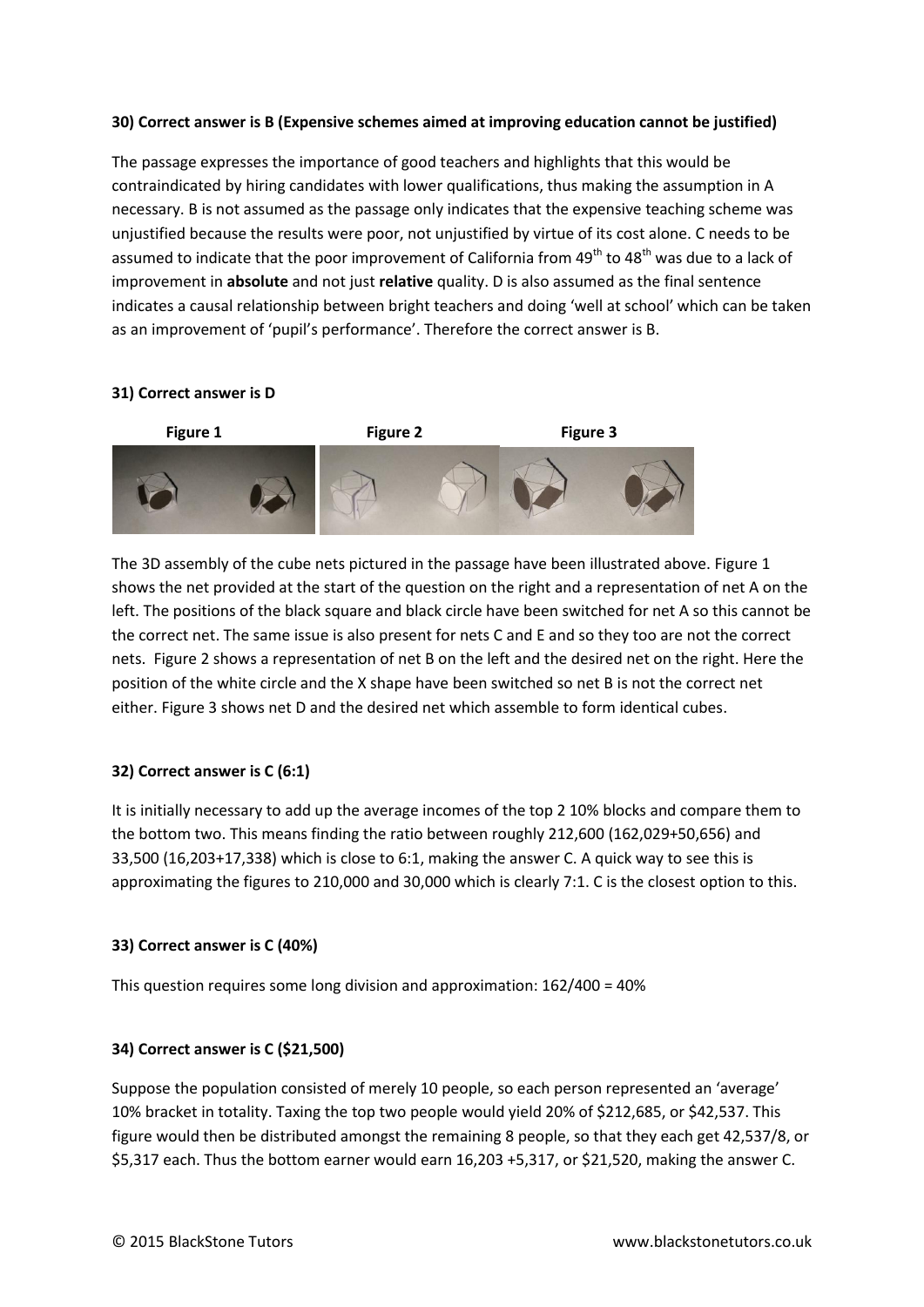**30) Correct answer is B (Expensive schemes aimed at improving education cannot be justified)**

The passage expresses the importance of good teachers and highlights that this would be contraindicated by hiring candidates with lower qualifications, thus making the assumption in A necessary. B is not assumed as the passage only indicates that the expensive teaching scheme was unjustified because the results were poor, not unjustified by virtue of its cost alone. C needs to be assumed to indicate that the poor improvement of California from 49th to 48th was due to a lack of improvement in **absolute** and not just **relative** quality. D is also assumed as the final sentence indicates a causal relationship between bright teachers and doing 'well at school' which can be taken as an improvement of 'pupil's performance'. Therefore the correct answer is B.

**31) Correct answer is D**

**Figure 1** **Figure 2** **Figure 3**

The 3D assembly of the cube nets pictured in the passage have been illustrated above. Figure 1 shows the net provided at the start of the question on the right and a representation of net A on the left. The positions of the black square and black circle have been switched for net A so this cannot be the correct net. The same issue is also present for nets C and E and so they too are not the correct nets. Figure 2 shows a representation of net B on the left and the desired net on the right. Here the position of the white circle and the X shape have been switched so net B is not the correct net either. Figure 3 shows net D and the desired net which assemble to form identical cubes.

**32) Correct answer is C (6:1)**

It is initially necessary to add up the average incomes of the top 2 10% blocks and compare them to the bottom two. This means finding the ratio between roughly 212,600 (162,029+50,656) and 33,500 (16,203+17,338) which is close to 6:1, making the answer C. A quick way to see this is approximating the figures to 210,000 and 30,000 which is clearly 7:1. C is the closest option to this.

**33) Correct answer is C (40%)**

This question requires some long division and approximation: 162/400 = 40%

**34) Correct answer is C ($21,500)**

Suppose the population consisted of merely 10 people, so each person represented an 'average' 10% bracket in totality. Taxing the top two people would yield 20% of $212,685, or $42,537. This figure would then be distributed amongst the remaining 8 people, so that they each get 42,537/8, or $5,317 each. Thus the bottom earner would earn 16,203 +5,317, or $21,520, making the answer C.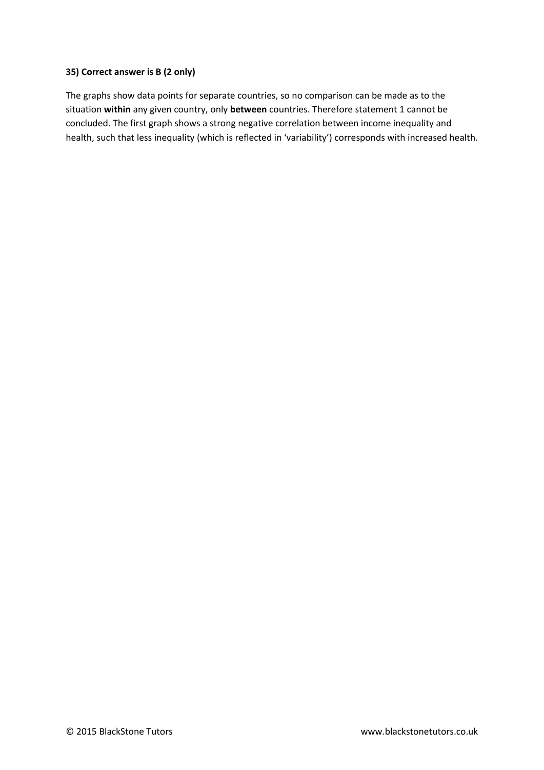**35) Correct answer is B (2 only)**

The graphs show data points for separate countries, so no comparison can be made as to the situation **within** any given country, only **between** countries. Therefore statement 1 cannot be concluded. The first graph shows a strong negative correlation between income inequality and health, such that less inequality (which is reflected in 'variability') corresponds with increased health.